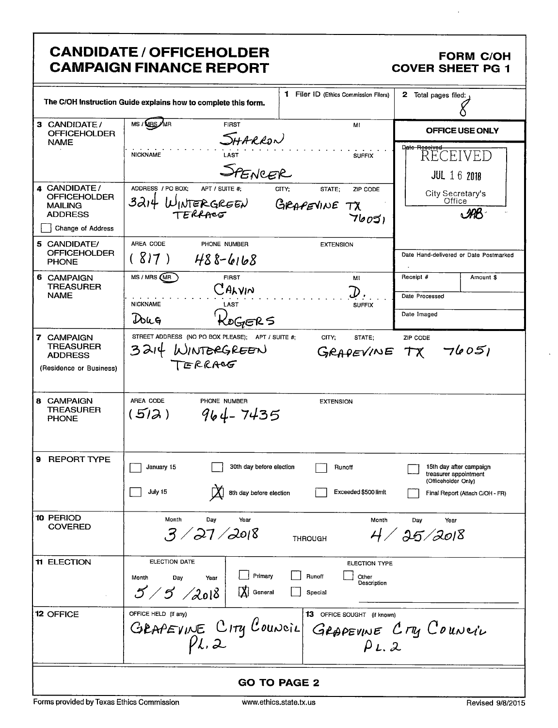# CANDIDATE / OFFICEHOLDER CAMPAIGN FINANCE REPORT

**FORM C/OH**
**COVER SHEET PG 1**

| | | | |
|---|---|---|---|
| The C/OH Instruction Guide explains how to complete this form. | | **1** Filer ID (Ethics Commission Filers) | **2** Total pages filed: 8 |
| **3** CANDIDATE / OFFICEHOLDER NAME | MS / (MRS) / MR — FIRST: SHARRON — MI: — NICKNAME: — LAST: SPENCER — SUFFIX: | | **OFFICE USE ONLY** Date Received: RECEIVED JUL 16 2018 City Secretary's Office JAB |
| **4** CANDIDATE / OFFICEHOLDER MAILING ADDRESS ☐ Change of Address | ADDRESS / PO BOX; APT / SUITE #: 3214 WINTERGREEN TERRACE — CITY; STATE; ZIP CODE: GRAPEVINE TX 76051 | | |
| **5** CANDIDATE/ OFFICEHOLDER PHONE | AREA CODE (817) PHONE NUMBER 488-6168 EXTENSION | | Date Hand-delivered or Date Postmarked |
| **6** CAMPAIGN TREASURER NAME | MS / MRS / (MR) — FIRST: CALVIN — MI: D. — NICKNAME: DOUG — LAST: ROGERS — SUFFIX: | | Receipt # / Amount $ / Date Processed / Date Imaged |
| **7** CAMPAIGN TREASURER ADDRESS (Residence or Business) | STREET ADDRESS (NO PO BOX PLEASE); APT / SUITE #: 3214 WINTERGREEN TERRACE — CITY; STATE: GRAPEVINE TX — ZIP CODE: 76051 | | |
| **8** CAMPAIGN TREASURER PHONE | AREA CODE (512) PHONE NUMBER 964-7435 EXTENSION | | |

**9 REPORT TYPE**

- ☐ January 15
- ☐ 30th day before election
- ☐ Runoff
- ☐ 15th day after campaign treasurer appointment (Officeholder Only)
- ☐ July 15
- ☒ 8th day before election
- ☐ Exceeded $500 limit
- ☐ Final Report (Attach C/OH - FR)

**10 PERIOD COVERED**

Month Day Year: 3 / 27 / 2018 THROUGH Month Day Year: 4 / 25 / 2018

**11 ELECTION**

ELECTION DATE: Month Day Year 5 / 5 / 2018

ELECTION TYPE: ☐ Primary ☐ Runoff ☐ Other Description ☒ General ☐ Special

**12 OFFICE**

OFFICE HELD (if any): GRAPEVINE CITY COUNCIL PL. 2

**13** OFFICE SOUGHT (if known): GRAPEVINE CITY COUNCIL PL. 2

**GO TO PAGE 2**

Forms provided by Texas Ethics Commission — www.ethics.state.tx.us — Revised 9/8/2015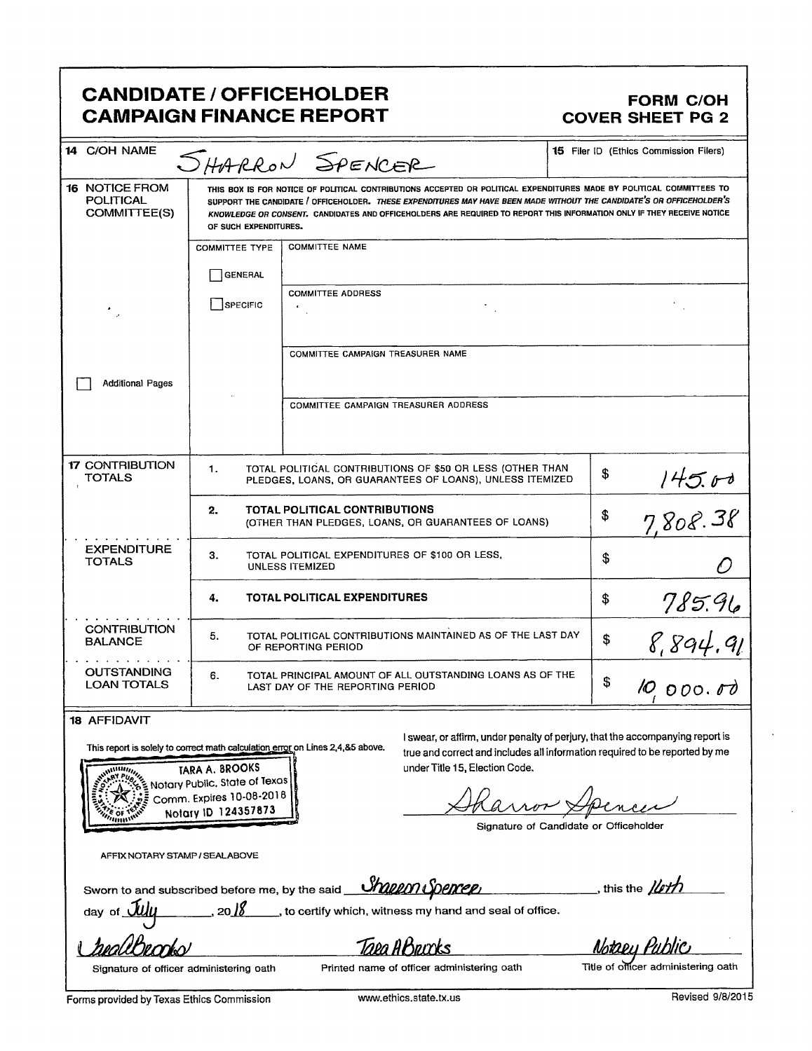# CANDIDATE / OFFICEHOLDER CAMPAIGN FINANCE REPORT

**FORM C/OH**
**COVER SHEET PG 2**

| | |
|---|---|
| **14** C/OH NAME | SHARRON SPENCER |
| **15** Filer ID (Ethics Commission Filers) | |

**16 NOTICE FROM POLITICAL COMMITTEE(S)**

THIS BOX IS FOR NOTICE OF POLITICAL CONTRIBUTIONS ACCEPTED OR POLITICAL EXPENDITURES MADE BY POLITICAL COMMITTEES TO SUPPORT THE CANDIDATE / OFFICEHOLDER. *THESE EXPENDITURES MAY HAVE BEEN MADE WITHOUT THE CANDIDATE'S OR OFFICEHOLDER'S KNOWLEDGE OR CONSENT.* CANDIDATES AND OFFICEHOLDERS ARE REQUIRED TO REPORT THIS INFORMATION ONLY IF THEY RECEIVE NOTICE OF SUCH EXPENDITURES.

| COMMITTEE TYPE | |
|---|---|
| ☐ GENERAL | COMMITTEE NAME: |
| ☐ SPECIFIC | COMMITTEE ADDRESS: |
| | COMMITTEE CAMPAIGN TREASURER NAME: |
| | COMMITTEE CAMPAIGN TREASURER ADDRESS: |

☐ Additional Pages

| | | | |
|---|---|---|---|
| **17 CONTRIBUTION TOTALS** | 1. | TOTAL POLITICAL CONTRIBUTIONS OF $50 OR LESS (OTHER THAN PLEDGES, LOANS, OR GUARANTEES OF LOANS), UNLESS ITEMIZED | $ 145.00 |
| | 2. | **TOTAL POLITICAL CONTRIBUTIONS** (OTHER THAN PLEDGES, LOANS, OR GUARANTEES OF LOANS) | $ 7,808.38 |
| **EXPENDITURE TOTALS** | 3. | TOTAL POLITICAL EXPENDITURES OF $100 OR LESS, UNLESS ITEMIZED | $ 0 |
| | 4. | **TOTAL POLITICAL EXPENDITURES** | $ 785.96 |
| **CONTRIBUTION BALANCE** | 5. | TOTAL POLITICAL CONTRIBUTIONS MAINTAINED AS OF THE LAST DAY OF REPORTING PERIOD | $ 8,894.91 |
| **OUTSTANDING LOAN TOTALS** | 6. | TOTAL PRINCIPAL AMOUNT OF ALL OUTSTANDING LOANS AS OF THE LAST DAY OF THE REPORTING PERIOD | $ 10,000.00 |

**18 AFFIDAVIT**

This report is solely to correct math calculation error on Lines 2,4,&5 above.

TARA A. BROOKS
Notary Public, State of Texas
Comm. Expires 10-08-2018
Notary ID 124357873

AFFIX NOTARY STAMP / SEAL ABOVE

I swear, or affirm, under penalty of perjury, that the accompanying report is true and correct and includes all information required to be reported by me under Title 15, Election Code.

Sharron Spencer
Signature of Candidate or Officeholder

Sworn to and subscribed before me, by the said Sharron Spencer, this the 16th day of July, 2018, to certify which, witness my hand and seal of office.

| Tara A Brooks | Tara A Brooks | Notary Public |
|---|---|---|
| Signature of officer administering oath | Printed name of officer administering oath | Title of officer administering oath |

Forms provided by Texas Ethics Commission www.ethics.state.tx.us Revised 9/8/2015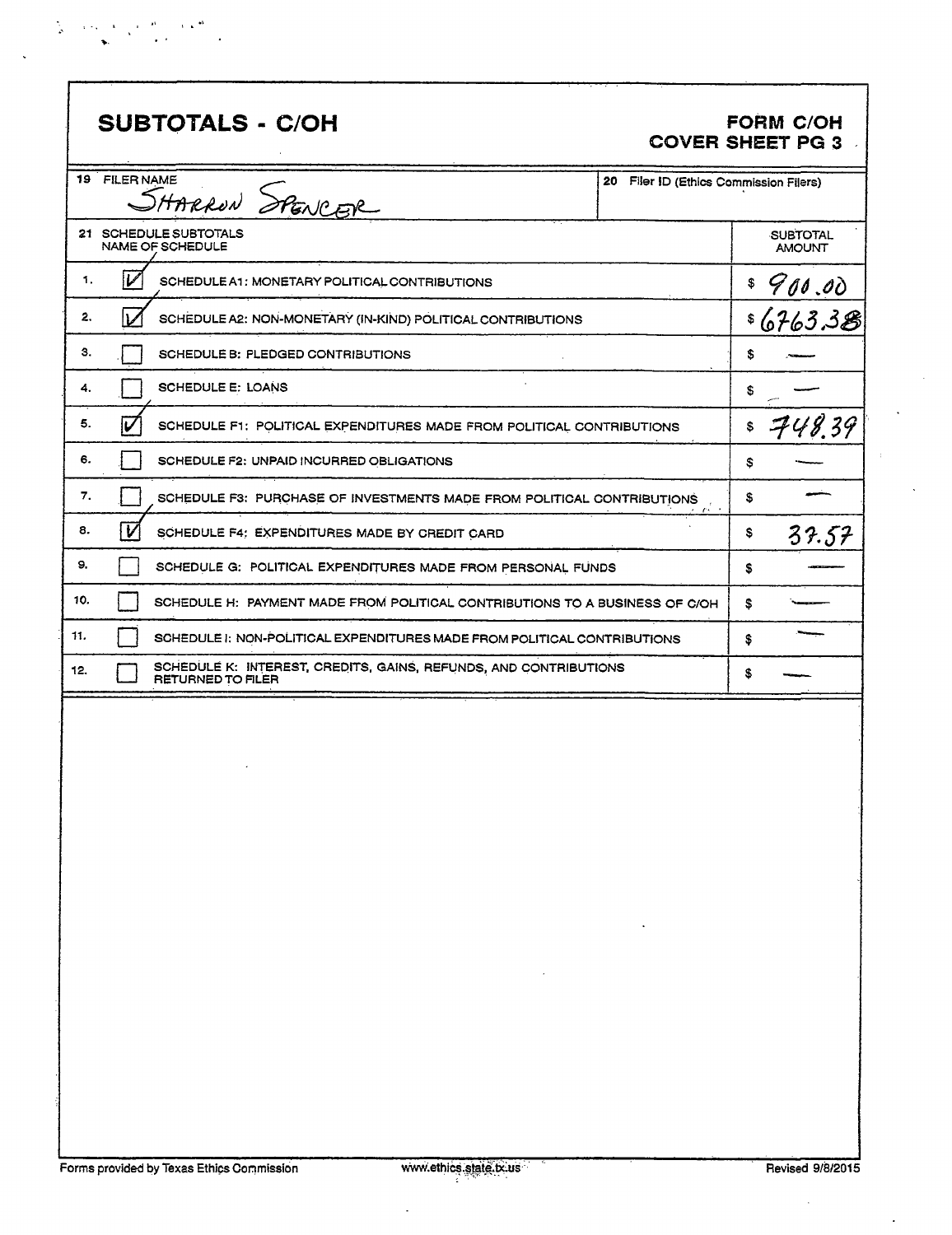## SUBTOTALS - C/OH

**FORM C/OH**
**COVER SHEET PG 3**

| 19 FILER NAME | 20 Filer ID (Ethics Commission Filers) |
|---|---|
| Sharron Spencer | |

| | 21 SCHEDULE SUBTOTALS NAME OF SCHEDULE | SUBTOTAL AMOUNT |
|---|---|---|
| 1. | ☑ SCHEDULE A1: MONETARY POLITICAL CONTRIBUTIONS | $ 900.00 |
| 2. | ☑ SCHEDULE A2: NON-MONETARY (IN-KIND) POLITICAL CONTRIBUTIONS | $ 6763.38 |
| 3. | ☐ SCHEDULE B: PLEDGED CONTRIBUTIONS | $ — |
| 4. | ☐ SCHEDULE E: LOANS | $ — |
| 5. | ☑ SCHEDULE F1: POLITICAL EXPENDITURES MADE FROM POLITICAL CONTRIBUTIONS | $ 748.39 |
| 6. | ☐ SCHEDULE F2: UNPAID INCURRED OBLIGATIONS | $ — |
| 7. | ☐ SCHEDULE F3: PURCHASE OF INVESTMENTS MADE FROM POLITICAL CONTRIBUTIONS | $ — |
| 8. | ☑ SCHEDULE F4: EXPENDITURES MADE BY CREDIT CARD | $ 37.57 |
| 9. | ☐ SCHEDULE G: POLITICAL EXPENDITURES MADE FROM PERSONAL FUNDS | $ — |
| 10. | ☐ SCHEDULE H: PAYMENT MADE FROM POLITICAL CONTRIBUTIONS TO A BUSINESS OF C/OH | $ — |
| 11. | ☐ SCHEDULE I: NON-POLITICAL EXPENDITURES MADE FROM POLITICAL CONTRIBUTIONS | $ — |
| 12. | ☐ SCHEDULE K: INTEREST, CREDITS, GAINS, REFUNDS, AND CONTRIBUTIONS RETURNED TO FILER | $ — |

Forms provided by Texas Ethics Commission www.ethics.state.tx.us Revised 9/8/2015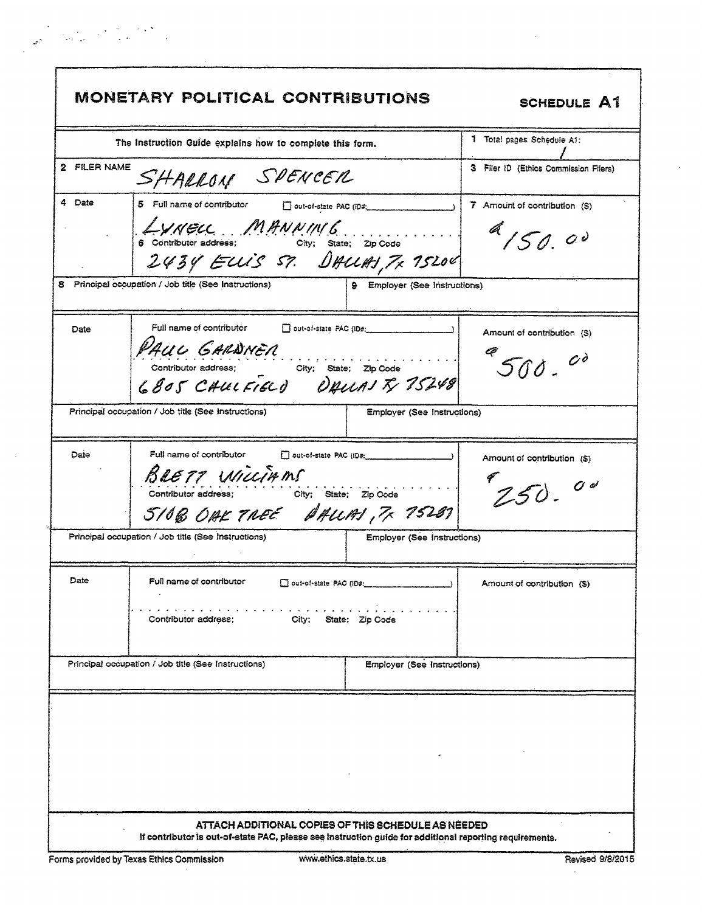# MONETARY POLITICAL CONTRIBUTIONS

**SCHEDULE A1**

| The Instruction Guide explains how to complete this form. | 1 Total pages Schedule A1: 1 |
|---|---|
| 2 FILER NAME: SHARRON SPENCER | 3 Filer ID (Ethics Commission Filers) |

| 4 Date | 5 Full name of contributor / 6 Contributor address; City; State; Zip Code | 7 Amount of contribution ($) |
|---|---|---|
| | LYNELL MANNING ☐ out-of-state PAC (ID#: ) <br> 2434 ELLIS ST. DALLAS, TX 75204 | $150.00 |
| 8 Principal occupation / Job title (See Instructions): | 9 Employer (See Instructions): | |

| Date | Full name of contributor / Contributor address; City; State; Zip Code | Amount of contribution ($) |
|---|---|---|
| | PAUL GARDNER ☐ out-of-state PAC (ID#: ) <br> 6805 CAULFIELD DALLAS TX 75248 | $500.00 |
| Principal occupation / Job title (See Instructions): | Employer (See Instructions): | |

| Date | Full name of contributor / Contributor address; City; State; Zip Code | Amount of contribution ($) |
|---|---|---|
| | BRETT WILLIAMS ☐ out-of-state PAC (ID#: ) <br> 5108 OAK TREE DALLAS, TX 75287 | $250.00 |
| Principal occupation / Job title (See Instructions): | Employer (See Instructions): | |

| Date | Full name of contributor / Contributor address; City; State; Zip Code | Amount of contribution ($) |
|---|---|---|
| | ☐ out-of-state PAC (ID#: ) | |
| Principal occupation / Job title (See Instructions): | Employer (See Instructions): | |

**ATTACH ADDITIONAL COPIES OF THIS SCHEDULE AS NEEDED**

If contributor is out-of-state PAC, please see instruction guide for additional reporting requirements.

Forms provided by Texas Ethics Commission www.ethics.state.tx.us Revised 9/8/2015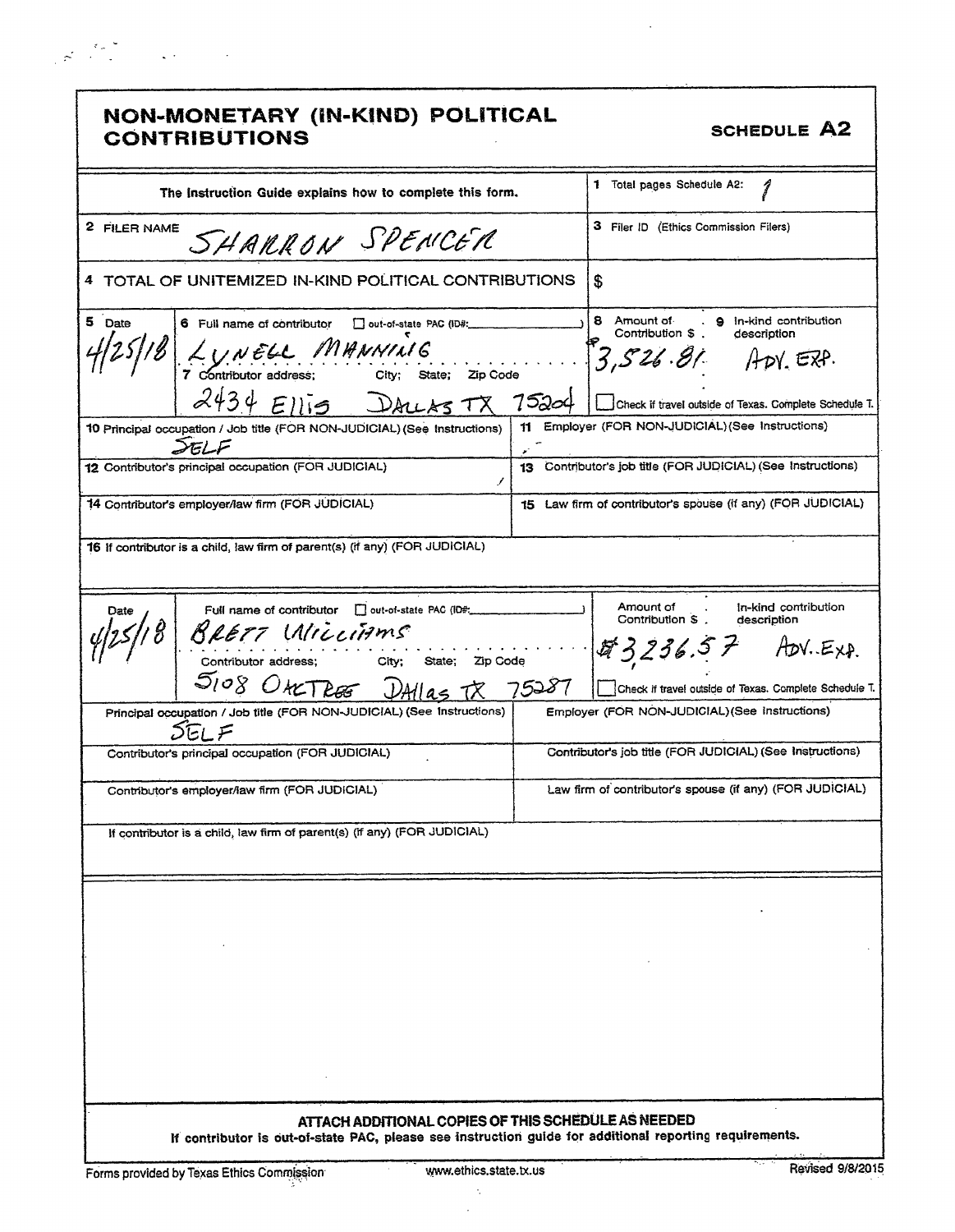# NON-MONETARY (IN-KIND) POLITICAL CONTRIBUTIONS

**SCHEDULE A2**

| The Instruction Guide explains how to complete this form. | 1 Total pages Schedule A2: 1 |
|---|---|
| 2 FILER NAME SHARRON SPENCER | 3 Filer ID (Ethics Commission Filers) |
| 4 TOTAL OF UNITEMIZED IN-KIND POLITICAL CONTRIBUTIONS | $ |

| 5 Date | 6 Full name of contributor ☐ out-of-state PAC (ID#: ) | 8 Amount of Contribution $ | 9 In-kind contribution description |
|---|---|---|---|
| 4/25/18 | LYNELL MANNING | 3,526.81 | ADV. EXP. |
| | 7 Contributor address; City; State; Zip Code: 2434 Ellis Dallas TX 75204 | ☐ Check if travel outside of Texas. Complete Schedule T. | |

| 10 Principal occupation / Job title (FOR NON-JUDICIAL) (See Instructions) | 11 Employer (FOR NON-JUDICIAL) (See Instructions) |
|---|---|
| SELF | |
| 12 Contributor's principal occupation (FOR JUDICIAL) | 13 Contributor's job title (FOR JUDICIAL) (See Instructions) |
| 14 Contributor's employer/law firm (FOR JUDICIAL) | 15 Law firm of contributor's spouse (if any) (FOR JUDICIAL) |
| 16 If contributor is a child, law firm of parent(s) (if any) (FOR JUDICIAL) | |

| Date | Full name of contributor ☐ out-of-state PAC (ID#: ) | Amount of Contribution $ | In-kind contribution description |
|---|---|---|---|
| 4/25/18 | BRETT Williams | $3,236.57 | ADV. EXP. |
| | Contributor address; City; State; Zip Code: 5108 OAKTREE Dallas TX 75287 | ☐ Check if travel outside of Texas. Complete Schedule T. | |

| Principal occupation / Job title (FOR NON-JUDICIAL) (See Instructions) | Employer (FOR NON-JUDICIAL) (See Instructions) |
|---|---|
| SELF | |
| Contributor's principal occupation (FOR JUDICIAL) | Contributor's job title (FOR JUDICIAL) (See Instructions) |
| Contributor's employer/law firm (FOR JUDICIAL) | Law firm of contributor's spouse (if any) (FOR JUDICIAL) |
| If contributor is a child, law firm of parent(s) (if any) (FOR JUDICIAL) | |

**ATTACH ADDITIONAL COPIES OF THIS SCHEDULE AS NEEDED**

**If contributor is out-of-state PAC, please see instruction guide for additional reporting requirements.**

Forms provided by Texas Ethics Commission www.ethics.state.tx.us Revised 9/8/2015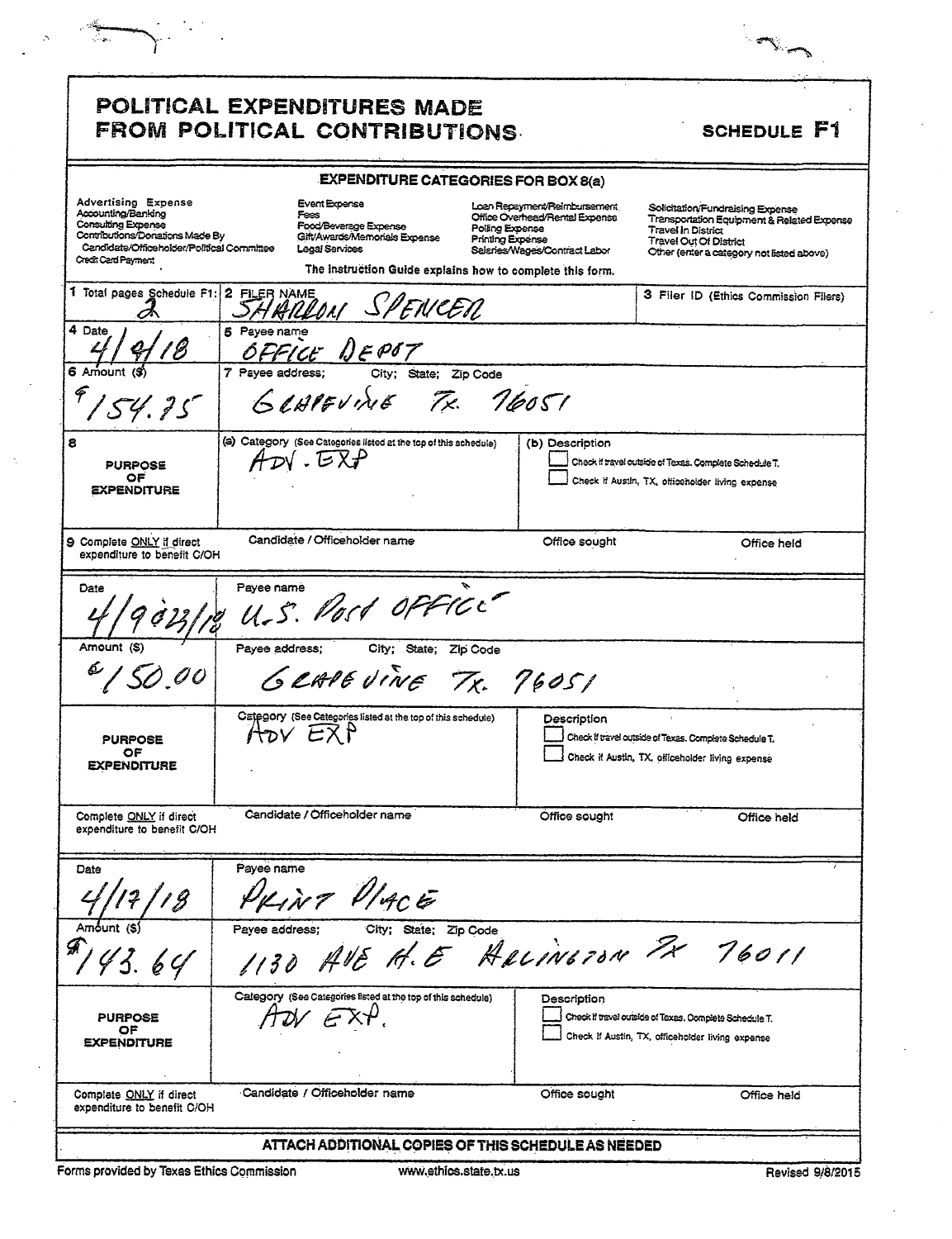# POLITICAL EXPENDITURES MADE FROM POLITICAL CONTRIBUTIONS

**SCHEDULE F1**

**EXPENDITURE CATEGORIES FOR BOX 8(a)**

| | | | |
|---|---|---|---|
| Advertising Expense | Event Expense | Loan Repayment/Reimbursement | Solicitation/Fundraising Expense |
| Accounting/Banking | Fees | Office Overhead/Rental Expense | Transportation Equipment & Related Expense |
| Consulting Expense | Food/Beverage Expense | Polling Expense | Travel In District |
| Contributions/Donations Made By Candidate/Officeholder/Political Committee | Gift/Awards/Memorials Expense | Printing Expense | Travel Out Of District |
| Credit Card Payment | Legal Services | Salaries/Wages/Contract Labor | Other (enter a category not listed above) |

The Instruction Guide explains how to complete this form.

| | | |
|---|---|---|
| 1 Total pages Schedule F1: 2 | 2 FILER NAME: SHARRON SPENCER | 3 Filer ID (Ethics Commission Filers) |
| 4 Date: 4/9/18 | 5 Payee name: OFFICE DEPOT | |
| 6 Amount ($): $154.75 | 7 Payee address; City; State; Zip Code: GRAPEVINE TX. 76051 | |
| 8 PURPOSE OF EXPENDITURE | (a) Category (See Categories listed at the top of this schedule): ADV. EXP | (b) Description ☐ Check if travel outside of Texas. Complete Schedule T. ☐ Check if Austin, TX, officeholder living expense |
| 9 Complete ONLY if direct expenditure to benefit C/OH | Candidate / Officeholder name | Office sought / Office held |

| | | |
|---|---|---|
| Date: 4/9 & 23/18 | Payee name: U.S. Post Office | |
| Amount ($): $150.00 | Payee address; City; State; Zip Code: GRAPEVINE TX. 76051 | |
| PURPOSE OF EXPENDITURE | Category (See Categories listed at the top of this schedule): ADV EXP | Description ☐ Check if travel outside of Texas. Complete Schedule T. ☐ Check if Austin, TX, officeholder living expense |
| Complete ONLY if direct expenditure to benefit C/OH | Candidate / Officeholder name | Office sought / Office held |

| | | |
|---|---|---|
| Date: 4/17/18 | Payee name: Print Place | |
| Amount ($): $143.64 | Payee address; City; State; Zip Code: 1130 AVE H.E ARLINGTON TX 76011 | |
| PURPOSE OF EXPENDITURE | Category (See Categories listed at the top of this schedule): ADV EXP. | Description ☐ Check if travel outside of Texas. Complete Schedule T. ☐ Check if Austin, TX, officeholder living expense |
| Complete ONLY if direct expenditure to benefit C/OH | Candidate / Officeholder name | Office sought / Office held |

**ATTACH ADDITIONAL COPIES OF THIS SCHEDULE AS NEEDED**

Forms provided by Texas Ethics Commission www.ethics.state.tx.us Revised 9/8/2015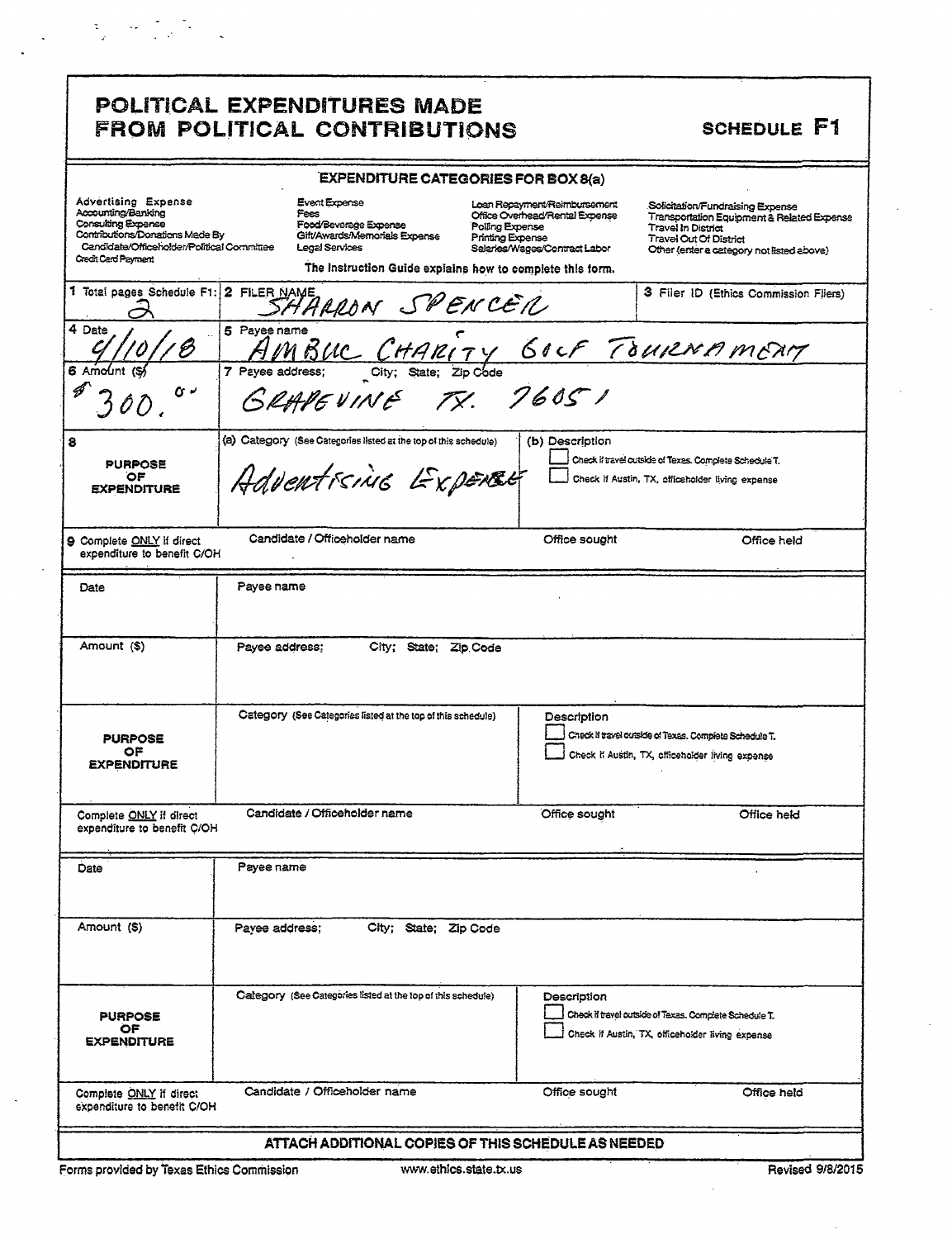# POLITICAL EXPENDITURES MADE FROM POLITICAL CONTRIBUTIONS

**SCHEDULE F1**

**EXPENDITURE CATEGORIES FOR BOX 8(a)**

| | | | |
|---|---|---|---|
| Advertising Expense | Event Expense | Loan Repayment/Reimbursement | Solicitation/Fundraising Expense |
| Accounting/Banking | Fees | Office Overhead/Rental Expense | Transportation Equipment & Related Expense |
| Consulting Expense | Food/Beverage Expense | Polling Expense | Travel In District |
| Contributions/Donations Made By Candidate/Officeholder/Political Committee | Gift/Awards/Memorials Expense | Printing Expense | Travel Out Of District |
| Credit Card Payment | Legal Services | Salaries/Wages/Contract Labor | Other (enter a category not listed above) |

**The Instruction Guide explains how to complete this form.**

| | | |
|---|---|---|
| 1 Total pages Schedule F1: 2 | 2 FILER NAME SHARRON SPENCER | 3 Filer ID (Ethics Commission Filers) |
| 4 Date 4/10/18 | 5 Payee name AMBUC CHARITY GOLF TOURNAMENT | |
| 6 Amount ($) $300.00 | 7 Payee address; City; State; Zip Code GRAPEVINE TX. 76051 | |
| 8 **PURPOSE OF EXPENDITURE** | (a) Category (See Categories listed at the top of this schedule) Advertising Expense | (b) Description ☐ Check if travel outside of Texas. Complete Schedule T. ☐ Check if Austin, TX, officeholder living expense |
| 9 Complete ONLY if direct expenditure to benefit C/OH | Candidate / Officeholder name | Office sought / Office held |

| | | |
|---|---|---|
| Date | Payee name | |
| Amount ($) | Payee address; City; State; Zip Code | |
| **PURPOSE OF EXPENDITURE** | Category (See Categories listed at the top of this schedule) | Description ☐ Check if travel outside of Texas. Complete Schedule T. ☐ Check if Austin, TX, officeholder living expense |
| Complete ONLY if direct expenditure to benefit C/OH | Candidate / Officeholder name | Office sought / Office held |

| | | |
|---|---|---|
| Date | Payee name | |
| Amount ($) | Payee address; City; State; Zip Code | |
| **PURPOSE OF EXPENDITURE** | Category (See Categories listed at the top of this schedule) | Description ☐ Check if travel outside of Texas. Complete Schedule T. ☐ Check if Austin, TX, officeholder living expense |
| Complete ONLY if direct expenditure to benefit C/OH | Candidate / Officeholder name | Office sought / Office held |

**ATTACH ADDITIONAL COPIES OF THIS SCHEDULE AS NEEDED**

Forms provided by Texas Ethics Commission    www.ethics.state.tx.us    Revised 9/8/2015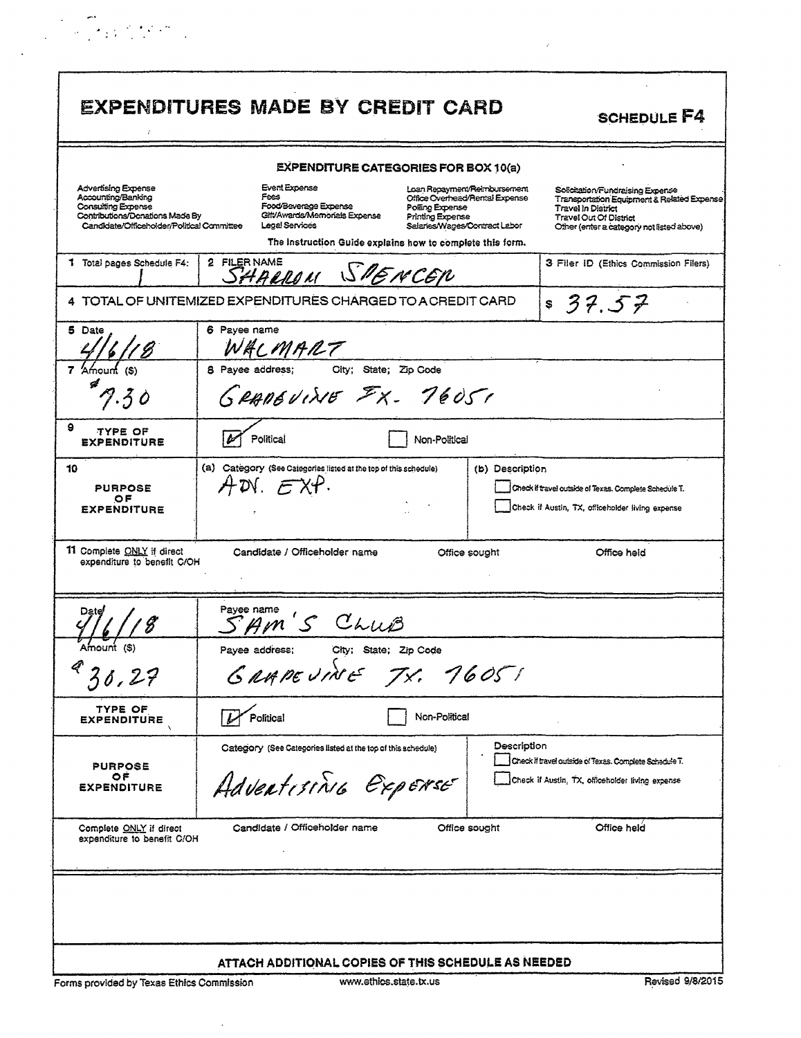# EXPENDITURES MADE BY CREDIT CARD

**SCHEDULE F4**

### EXPENDITURE CATEGORIES FOR BOX 10(a)

| | | | |
|---|---|---|---|
| Advertising Expense | Event Expense | Loan Repayment/Reimbursement | Solicitation/Fundraising Expense |
| Accounting/Banking | Fees | Office Overhead/Rental Expense | Transportation Equipment & Related Expense |
| Consulting Expense | Food/Beverage Expense | Polling Expense | Travel In District |
| Contributions/Donations Made By Candidate/Officeholder/Political Committee | Gift/Awards/Memorials Expense | Printing Expense | Travel Out Of District |
| | Legal Services | Salaries/Wages/Contract Labor | Other (enter a category not listed above) |

The Instruction Guide explains how to complete this form.

| | | |
|---|---|---|
| 1 Total pages Schedule F4: 1 | 2 FILER NAME: SHARRON SPENCER | 3 Filer ID (Ethics Commission Filers) |
| 4 TOTAL OF UNITEMIZED EXPENDITURES CHARGED TO A CREDIT CARD | | $ 37.57 |

| | | |
|---|---|---|
| 5 Date: 4/6/18 | 6 Payee name: WALMART | |
| 7 Amount ($): $7.30 | 8 Payee address; City; State; Zip Code: GRAPEVINE TX. 76051 | |
| 9 TYPE OF EXPENDITURE | [x] Political [ ] Non-Political | |
| 10 PURPOSE OF EXPENDITURE | (a) Category (See Categories listed at the top of this schedule): ADV. EXP. | (b) Description: [ ] Check if travel outside of Texas. Complete Schedule T. [ ] Check if Austin, TX, officeholder living expense |
| 11 Complete ONLY if direct expenditure to benefit C/OH | Candidate / Officeholder name — Office sought | Office held |

| | | |
|---|---|---|
| Date: 4/6/18 | Payee name: SAM'S CLUB | |
| Amount ($): $30.27 | Payee address; City; State; Zip Code: GRAPEVINE TX. 76051 | |
| TYPE OF EXPENDITURE | [x] Political [ ] Non-Political | |
| PURPOSE OF EXPENDITURE | Category (See Categories listed at the top of this schedule): Advertising Expense | Description: [ ] Check if travel outside of Texas. Complete Schedule T. [ ] Check if Austin, TX, officeholder living expense |
| Complete ONLY if direct expenditure to benefit C/OH | Candidate / Officeholder name — Office sought | Office held |

ATTACH ADDITIONAL COPIES OF THIS SCHEDULE AS NEEDED

Forms provided by Texas Ethics Commission — www.ethics.state.tx.us — Revised 9/8/2015